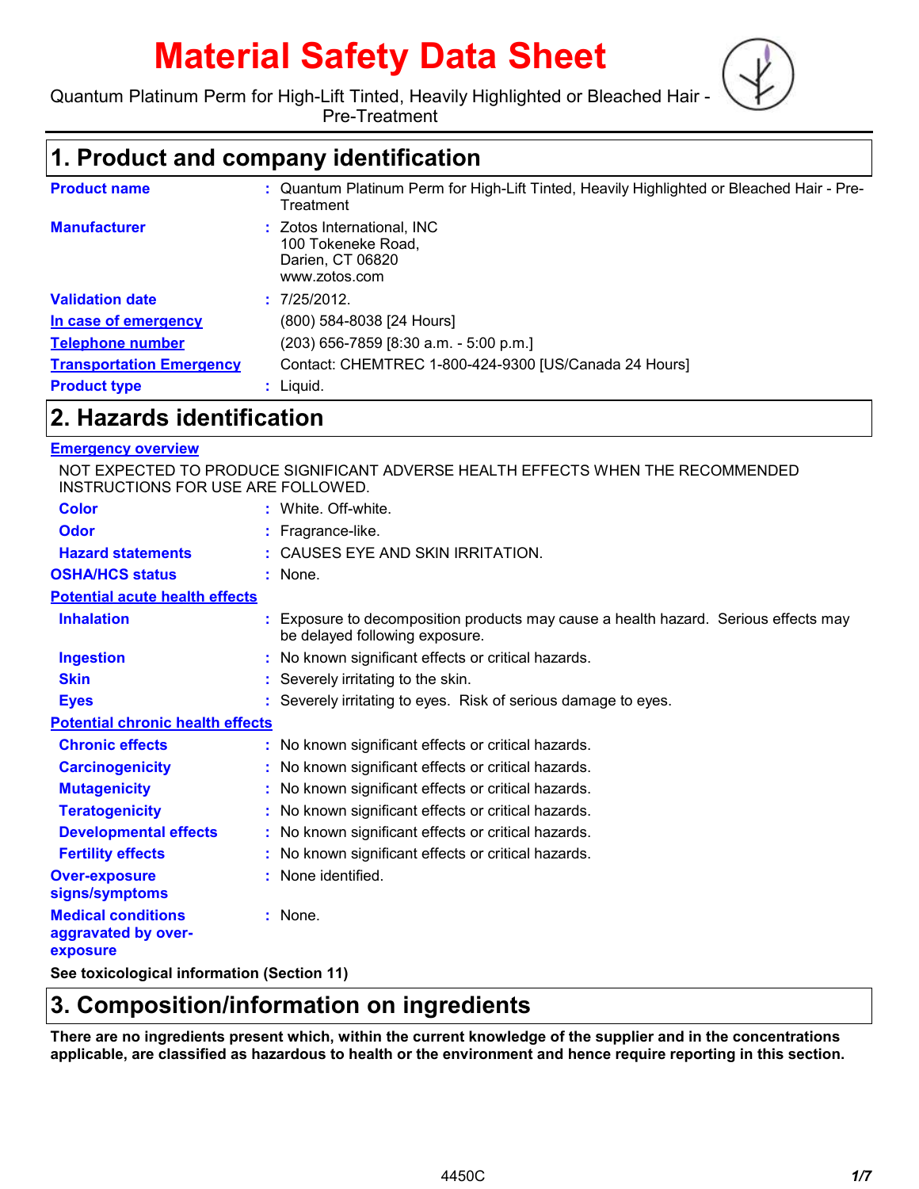# Material Safety Data Sheet

Quantum Platinum Perm for High-Lift Tinted, Heavily Highlighted or Bleached Hair - Pre-Treatment

## 1. Product and company identification

| | |
|---|---|
| **Product name** | : Quantum Platinum Perm for High-Lift Tinted, Heavily Highlighted or Bleached Hair - Pre-Treatment |
| **Manufacturer** | : Zotos International, INC<br>100 Tokeneke Road,<br>Darien, CT 06820<br>www.zotos.com |
| **Validation date** | : 7/25/2012. |
| **In case of emergency** | (800) 584-8038 [24 Hours] |
| **Telephone number** | (203) 656-7859 [8:30 a.m. - 5:00 p.m.] |
| **Transportation Emergency** | Contact: CHEMTREC 1-800-424-9300 [US/Canada 24 Hours] |
| **Product type** | : Liquid. |

## 2. Hazards identification

**Emergency overview**

NOT EXPECTED TO PRODUCE SIGNIFICANT ADVERSE HEALTH EFFECTS WHEN THE RECOMMENDED INSTRUCTIONS FOR USE ARE FOLLOWED.

| | |
|---|---|
| **Color** | : White. Off-white. |
| **Odor** | : Fragrance-like. |
| **Hazard statements** | : CAUSES EYE AND SKIN IRRITATION. |
| **OSHA/HCS status** | : None. |

**Potential acute health effects**

| | |
|---|---|
| **Inhalation** | : Exposure to decomposition products may cause a health hazard. Serious effects may be delayed following exposure. |
| **Ingestion** | : No known significant effects or critical hazards. |
| **Skin** | : Severely irritating to the skin. |
| **Eyes** | : Severely irritating to eyes. Risk of serious damage to eyes. |

**Potential chronic health effects**

| | |
|---|---|
| **Chronic effects** | : No known significant effects or critical hazards. |
| **Carcinogenicity** | : No known significant effects or critical hazards. |
| **Mutagenicity** | : No known significant effects or critical hazards. |
| **Teratogenicity** | : No known significant effects or critical hazards. |
| **Developmental effects** | : No known significant effects or critical hazards. |
| **Fertility effects** | : No known significant effects or critical hazards. |
| **Over-exposure signs/symptoms** | : None identified. |
| **Medical conditions aggravated by over-exposure** | : None. |

**See toxicological information (Section 11)**

## 3. Composition/information on ingredients

**There are no ingredients present which, within the current knowledge of the supplier and in the concentrations applicable, are classified as hazardous to health or the environment and hence require reporting in this section.**

4450C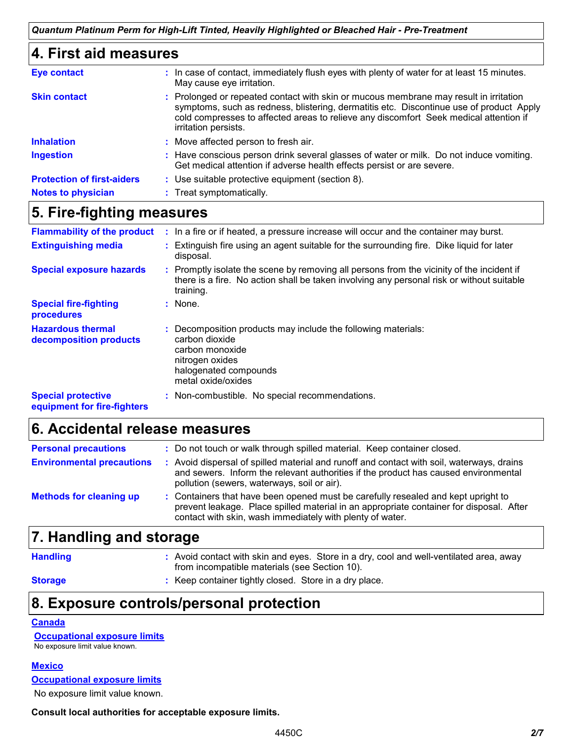## 4. First aid measures

| | |
|---|---|
| **Eye contact** | In case of contact, immediately flush eyes with plenty of water for at least 15 minutes. May cause eye irritation. |
| **Skin contact** | Prolonged or repeated contact with skin or mucous membrane may result in irritation symptoms, such as redness, blistering, dermatitis etc. Discontinue use of product Apply cold compresses to affected areas to relieve any discomfort Seek medical attention if irritation persists. |
| **Inhalation** | Move affected person to fresh air. |
| **Ingestion** | Have conscious person drink several glasses of water or milk. Do not induce vomiting. Get medical attention if adverse health effects persist or are severe. |
| **Protection of first-aiders** | Use suitable protective equipment (section 8). |
| **Notes to physician** | Treat symptomatically. |

## 5. Fire-fighting measures

| | |
|---|---|
| **Flammability of the product** | In a fire or if heated, a pressure increase will occur and the container may burst. |
| **Extinguishing media** | Extinguish fire using an agent suitable for the surrounding fire. Dike liquid for later disposal. |
| **Special exposure hazards** | Promptly isolate the scene by removing all persons from the vicinity of the incident if there is a fire. No action shall be taken involving any personal risk or without suitable training. |
| **Special fire-fighting procedures** | None. |
| **Hazardous thermal decomposition products** | Decomposition products may include the following materials:<br>carbon dioxide<br>carbon monoxide<br>nitrogen oxides<br>halogenated compounds<br>metal oxide/oxides |
| **Special protective equipment for fire-fighters** | Non-combustible. No special recommendations. |

## 6. Accidental release measures

| | |
|---|---|
| **Personal precautions** | Do not touch or walk through spilled material. Keep container closed. |
| **Environmental precautions** | Avoid dispersal of spilled material and runoff and contact with soil, waterways, drains and sewers. Inform the relevant authorities if the product has caused environmental pollution (sewers, waterways, soil or air). |
| **Methods for cleaning up** | Containers that have been opened must be carefully resealed and kept upright to prevent leakage. Place spilled material in an appropriate container for disposal. After contact with skin, wash immediately with plenty of water. |

## 7. Handling and storage

| | |
|---|---|
| **Handling** | Avoid contact with skin and eyes. Store in a dry, cool and well-ventilated area, away from incompatible materials (see Section 10). |
| **Storage** | Keep container tightly closed. Store in a dry place. |

## 8. Exposure controls/personal protection

**Canada**

**Occupational exposure limits**

No exposure limit value known.

**Mexico**

**Occupational exposure limits**

No exposure limit value known.

**Consult local authorities for acceptable exposure limits.**

4450C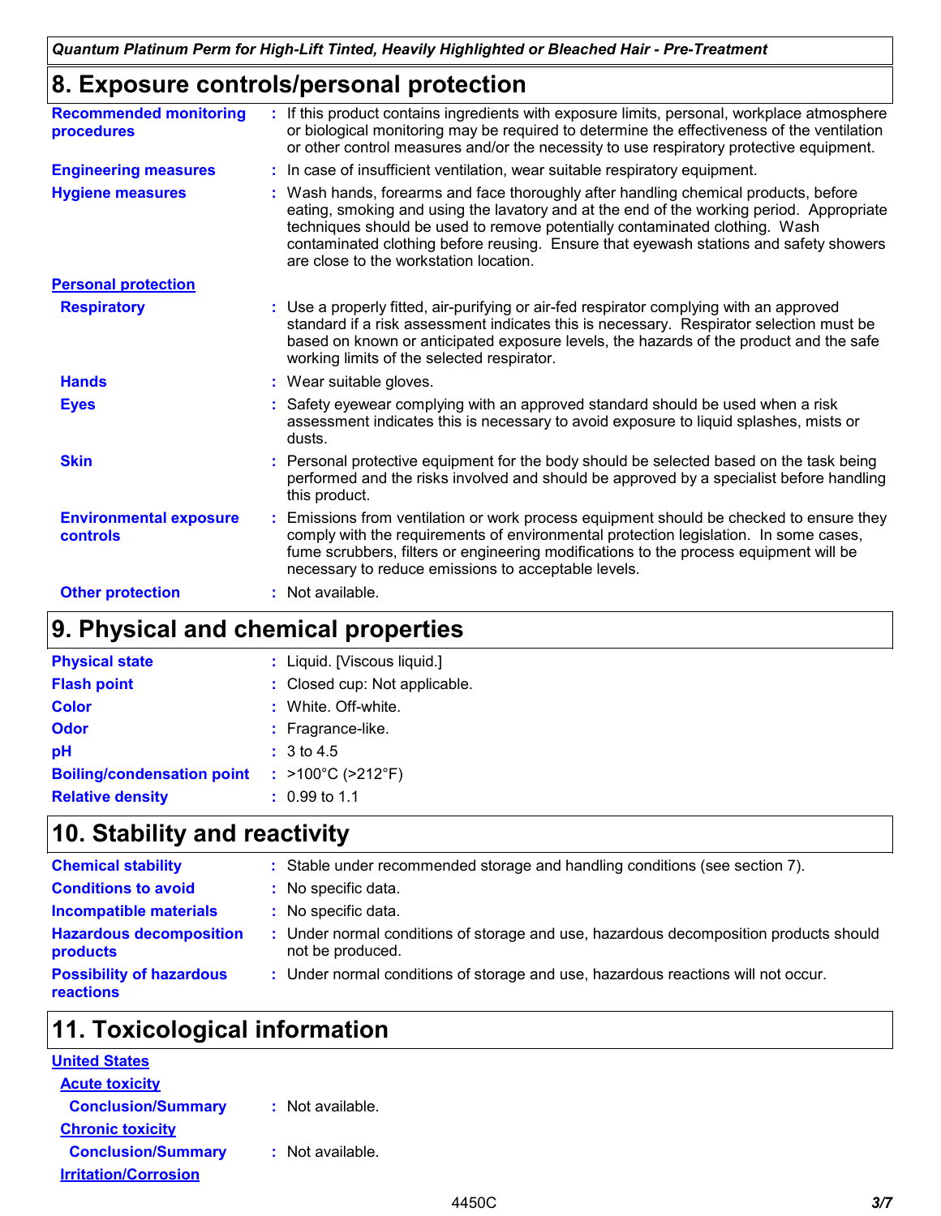## 8. Exposure controls/personal protection

**Recommended monitoring procedures** : If this product contains ingredients with exposure limits, personal, workplace atmosphere or biological monitoring may be required to determine the effectiveness of the ventilation or other control measures and/or the necessity to use respiratory protective equipment.

**Engineering measures** : In case of insufficient ventilation, wear suitable respiratory equipment.

**Hygiene measures** : Wash hands, forearms and face thoroughly after handling chemical products, before eating, smoking and using the lavatory and at the end of the working period. Appropriate techniques should be used to remove potentially contaminated clothing. Wash contaminated clothing before reusing. Ensure that eyewash stations and safety showers are close to the workstation location.

**Personal protection**

**Respiratory** : Use a properly fitted, air-purifying or air-fed respirator complying with an approved standard if a risk assessment indicates this is necessary. Respirator selection must be based on known or anticipated exposure levels, the hazards of the product and the safe working limits of the selected respirator.

**Hands** : Wear suitable gloves.

**Eyes** : Safety eyewear complying with an approved standard should be used when a risk assessment indicates this is necessary to avoid exposure to liquid splashes, mists or dusts.

**Skin** : Personal protective equipment for the body should be selected based on the task being performed and the risks involved and should be approved by a specialist before handling this product.

**Environmental exposure controls** : Emissions from ventilation or work process equipment should be checked to ensure they comply with the requirements of environmental protection legislation. In some cases, fume scrubbers, filters or engineering modifications to the process equipment will be necessary to reduce emissions to acceptable levels.

**Other protection** : Not available.

## 9. Physical and chemical properties

**Physical state** : Liquid. [Viscous liquid.]

**Flash point** : Closed cup: Not applicable.

**Color** : White. Off-white.

**Odor** : Fragrance-like.

**pH** : 3 to 4.5

**Boiling/condensation point** : >100°C (>212°F)

**Relative density** : 0.99 to 1.1

## 10. Stability and reactivity

**Chemical stability** : Stable under recommended storage and handling conditions (see section 7).

**Conditions to avoid** : No specific data.

**Incompatible materials** : No specific data.

**Hazardous decomposition products** : Under normal conditions of storage and use, hazardous decomposition products should not be produced.

**Possibility of hazardous reactions** : Under normal conditions of storage and use, hazardous reactions will not occur.

## 11. Toxicological information

**United States**

**Acute toxicity**

**Conclusion/Summary** : Not available.

**Chronic toxicity**

**Conclusion/Summary** : Not available.

**Irritation/Corrosion**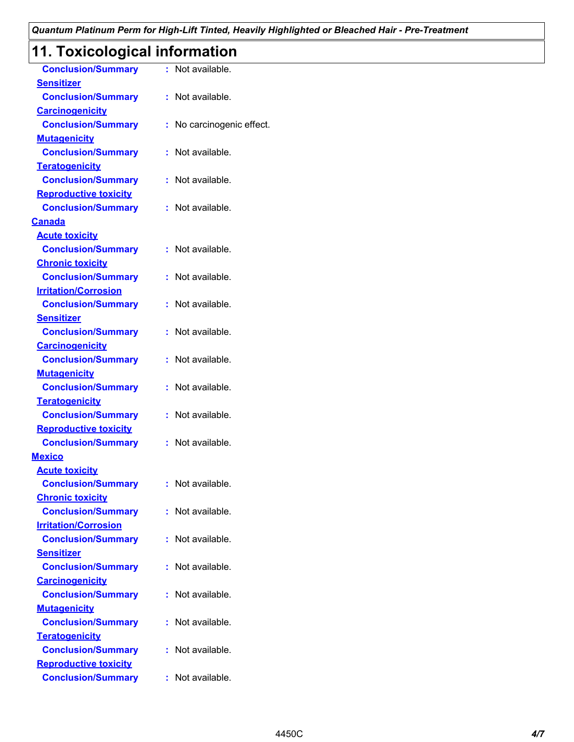# 11. Toxicological information

**Conclusion/Summary** : Not available.

**Sensitizer**

**Conclusion/Summary** : Not available.

**Carcinogenicity**

**Conclusion/Summary** : No carcinogenic effect.

**Mutagenicity**

**Conclusion/Summary** : Not available.

**Teratogenicity**

**Conclusion/Summary** : Not available.

**Reproductive toxicity**

**Conclusion/Summary** : Not available.

**Canada**

**Acute toxicity**

**Conclusion/Summary** : Not available.

**Chronic toxicity**

**Conclusion/Summary** : Not available.

**Irritation/Corrosion**

**Conclusion/Summary** : Not available.

**Sensitizer**

**Conclusion/Summary** : Not available.

**Carcinogenicity**

**Conclusion/Summary** : Not available.

**Mutagenicity**

**Conclusion/Summary** : Not available.

**Teratogenicity**

**Conclusion/Summary** : Not available.

**Reproductive toxicity**

**Conclusion/Summary** : Not available.

**Mexico**

**Acute toxicity**

**Conclusion/Summary** : Not available.

**Chronic toxicity**

**Conclusion/Summary** : Not available.

**Irritation/Corrosion**

**Conclusion/Summary** : Not available.

**Sensitizer**

**Conclusion/Summary** : Not available.

**Carcinogenicity**

**Conclusion/Summary** : Not available.

**Mutagenicity**

**Conclusion/Summary** : Not available.

**Teratogenicity**

**Conclusion/Summary** : Not available.

**Reproductive toxicity**

**Conclusion/Summary** : Not available.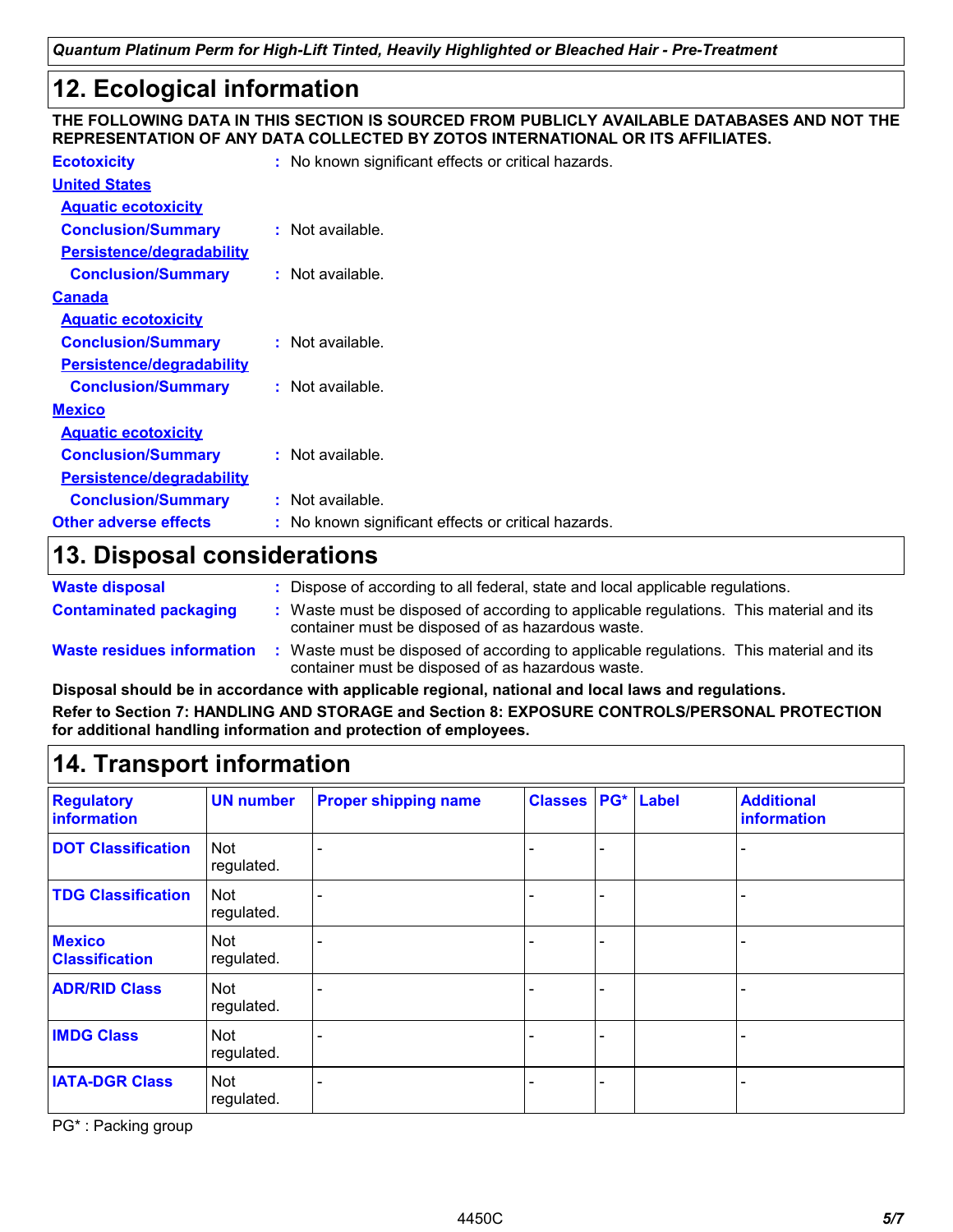## 12. Ecological information

**THE FOLLOWING DATA IN THIS SECTION IS SOURCED FROM PUBLICLY AVAILABLE DATABASES AND NOT THE REPRESENTATION OF ANY DATA COLLECTED BY ZOTOS INTERNATIONAL OR ITS AFFILIATES.**

**Ecotoxicity** : No known significant effects or critical hazards.

**United States**

**Aquatic ecotoxicity**

**Conclusion/Summary** : Not available.

**Persistence/degradability**

**Conclusion/Summary** : Not available.

**Canada**

**Aquatic ecotoxicity**

**Conclusion/Summary** : Not available.

**Persistence/degradability**

**Conclusion/Summary** : Not available.

**Mexico**

**Aquatic ecotoxicity**

**Conclusion/Summary** : Not available.

**Persistence/degradability**

**Conclusion/Summary** : Not available.

**Other adverse effects** : No known significant effects or critical hazards.

## 13. Disposal considerations

**Waste disposal** : Dispose of according to all federal, state and local applicable regulations.

**Contaminated packaging** : Waste must be disposed of according to applicable regulations. This material and its container must be disposed of as hazardous waste.

**Waste residues information** : Waste must be disposed of according to applicable regulations. This material and its container must be disposed of as hazardous waste.

**Disposal should be in accordance with applicable regional, national and local laws and regulations.**

**Refer to Section 7: HANDLING AND STORAGE and Section 8: EXPOSURE CONTROLS/PERSONAL PROTECTION for additional handling information and protection of employees.**

## 14. Transport information

| Regulatory information | UN number | Proper shipping name | Classes | PG* | Label | Additional information |
|---|---|---|---|---|---|---|
| DOT Classification | Not regulated. | - | - | - | | - |
| TDG Classification | Not regulated. | - | - | - | | - |
| Mexico Classification | Not regulated. | - | - | - | | - |
| ADR/RID Class | Not regulated. | - | - | - | | - |
| IMDG Class | Not regulated. | - | - | - | | - |
| IATA-DGR Class | Not regulated. | - | - | - | | - |

PG* : Packing group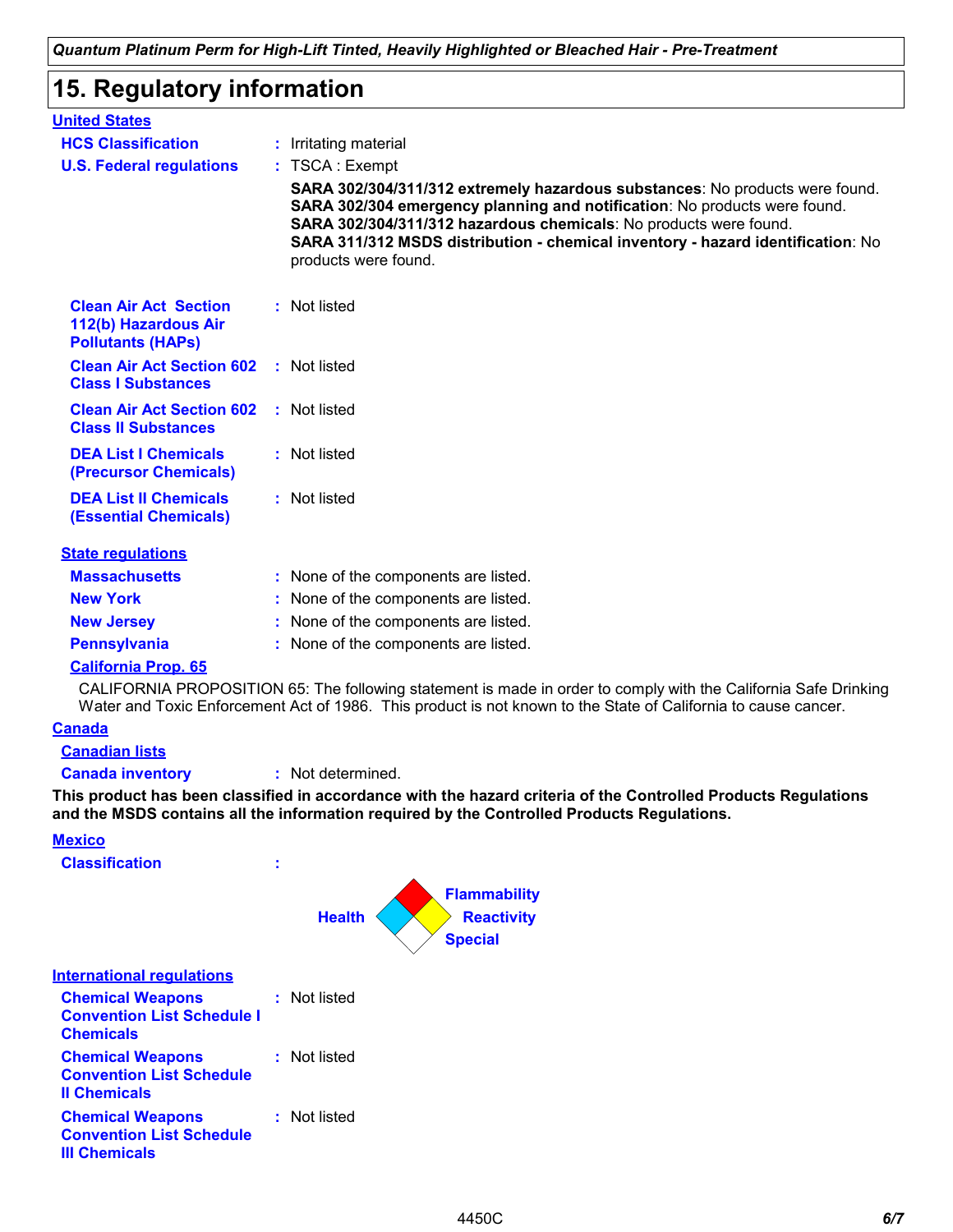## 15. Regulatory information

**United States**

**HCS Classification** : Irritating material

**U.S. Federal regulations** : TSCA : Exempt

**SARA 302/304/311/312 extremely hazardous substances**: No products were found.
**SARA 302/304 emergency planning and notification**: No products were found.
**SARA 302/304/311/312 hazardous chemicals**: No products were found.
**SARA 311/312 MSDS distribution - chemical inventory - hazard identification**: No products were found.

**Clean Air Act Section 112(b) Hazardous Air Pollutants (HAPs)** : Not listed

**Clean Air Act Section 602 Class I Substances** : Not listed

**Clean Air Act Section 602 Class II Substances** : Not listed

**DEA List I Chemicals (Precursor Chemicals)** : Not listed

**DEA List II Chemicals (Essential Chemicals)** : Not listed

**State regulations**

**Massachusetts** : None of the components are listed.

**New York** : None of the components are listed.

**New Jersey** : None of the components are listed.

**Pennsylvania** : None of the components are listed.

**California Prop. 65**

CALIFORNIA PROPOSITION 65: The following statement is made in order to comply with the California Safe Drinking Water and Toxic Enforcement Act of 1986. This product is not known to the State of California to cause cancer.

**Canada**

**Canadian lists**

**Canada inventory** : Not determined.

**This product has been classified in accordance with the hazard criteria of the Controlled Products Regulations and the MSDS contains all the information required by the Controlled Products Regulations.**

**Mexico**

**Classification** :

Health | Flammability | Reactivity | Special

**International regulations**

**Chemical Weapons Convention List Schedule I Chemicals** : Not listed

**Chemical Weapons Convention List Schedule II Chemicals** : Not listed

**Chemical Weapons Convention List Schedule III Chemicals** : Not listed

4450C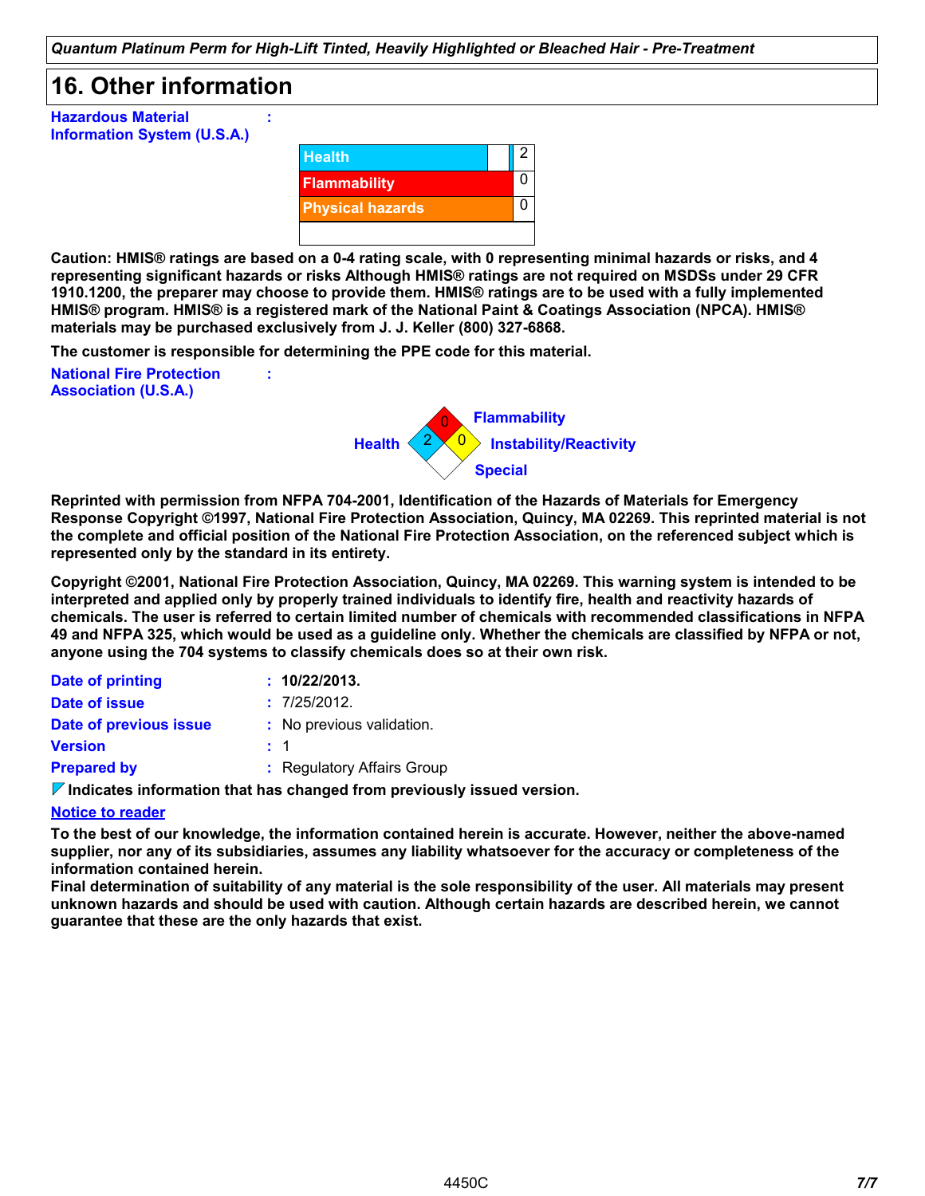## 16. Other information

**Hazardous Material Information System (U.S.A.)** :

| | |
|---|---|
| Health | 2 |
| Flammability | 0 |
| Physical hazards | 0 |
| | |

**Caution: HMIS® ratings are based on a 0-4 rating scale, with 0 representing minimal hazards or risks, and 4 representing significant hazards or risks Although HMIS® ratings are not required on MSDSs under 29 CFR 1910.1200, the preparer may choose to provide them. HMIS® ratings are to be used with a fully implemented HMIS® program. HMIS® is a registered mark of the National Paint & Coatings Association (NPCA). HMIS® materials may be purchased exclusively from J. J. Keller (800) 327-6868.**

**The customer is responsible for determining the PPE code for this material.**

**National Fire Protection Association (U.S.A.)** :

Flammability 0
Health 2
Instability/Reactivity 0
Special

**Reprinted with permission from NFPA 704-2001, Identification of the Hazards of Materials for Emergency Response Copyright ©1997, National Fire Protection Association, Quincy, MA 02269. This reprinted material is not the complete and official position of the National Fire Protection Association, on the referenced subject which is represented only by the standard in its entirety.**

**Copyright ©2001, National Fire Protection Association, Quincy, MA 02269. This warning system is intended to be interpreted and applied only by properly trained individuals to identify fire, health and reactivity hazards of chemicals. The user is referred to certain limited number of chemicals with recommended classifications in NFPA 49 and NFPA 325, which would be used as a guideline only. Whether the chemicals are classified by NFPA or not, anyone using the 704 systems to classify chemicals does so at their own risk.**

**Date of printing** : **10/22/2013.**
**Date of issue** : 7/25/2012.
**Date of previous issue** : No previous validation.
**Version** : 1
**Prepared by** : Regulatory Affairs Group

**Indicates information that has changed from previously issued version.**

**Notice to reader**

**To the best of our knowledge, the information contained herein is accurate. However, neither the above-named supplier, nor any of its subsidiaries, assumes any liability whatsoever for the accuracy or completeness of the information contained herein.**
**Final determination of suitability of any material is the sole responsibility of the user. All materials may present unknown hazards and should be used with caution. Although certain hazards are described herein, we cannot guarantee that these are the only hazards that exist.**